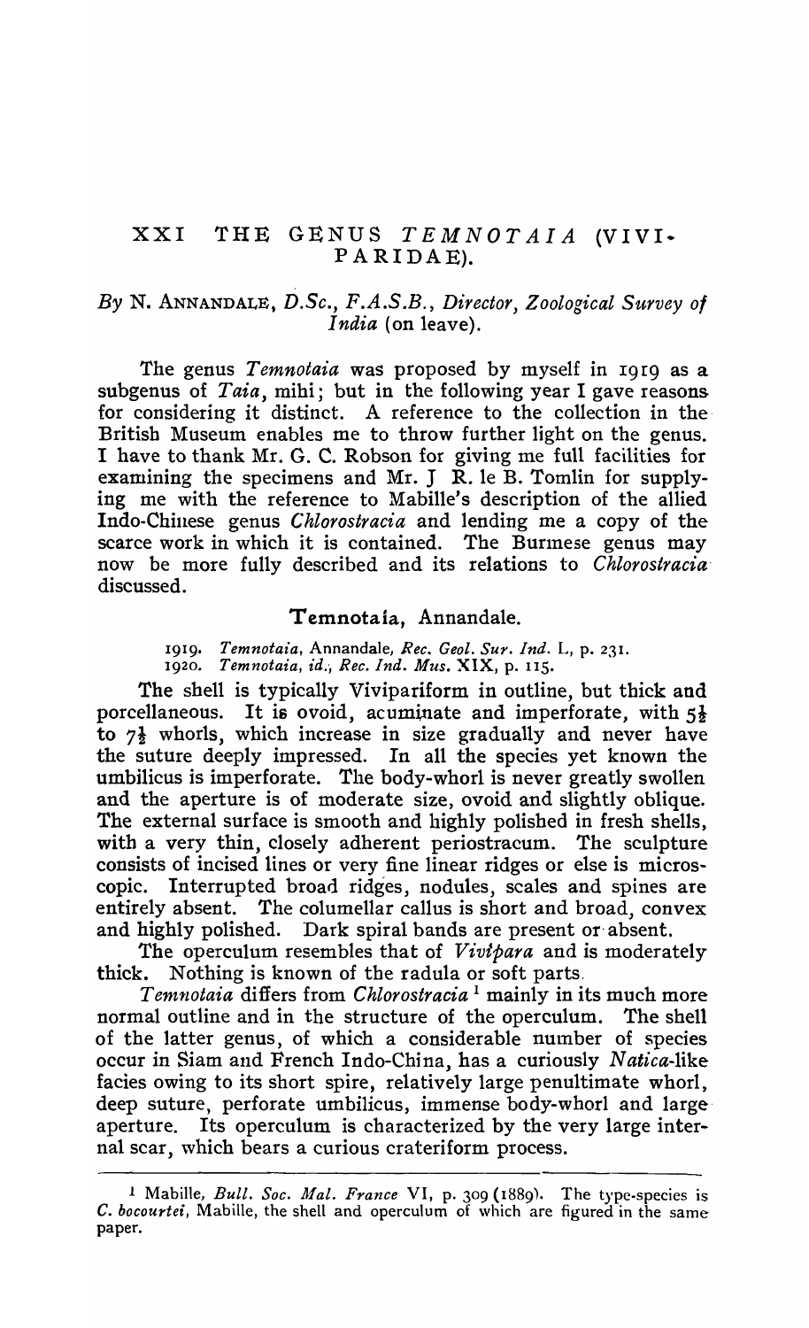# XXI THE GENUS *TEMNOTAIA* (VIVIPARIDAE).

*By* N. ANNANDALE, *D.Sc., F.A.S.B., Director, Zoological Survey of India* (on leave).

The genus *Temnotaia* was proposed by myself in 1919 as a subgenus of *Taia*, mihi; but in the following year I gave reasons for considering it distinct. A reference to the collection in the British Museum enables me to throw further light on the genus. I have to thank Mr. G. C. Robson for giving me full facilities for examining the specimens and Mr. J R. le B. Tomlin for supplying me with the reference to Mabille's description of the allied Indo-Chinese genus *Chlorostracia* and lending me a copy of the scarce work in which it is contained. The Burmese genus may now be more fully described and its relations to *Chlorostracia* discussed.

## Temnotaia, Annandale.

1919. *Temnotaia*, Annandale, *Rec. Geol. Sur. Ind.* L, p. 231.
1920. *Temnotaia*, *id.*, *Rec. Ind. Mus.* XIX, p. 115.

The shell is typically Viviipariform in outline, but thick and porcellaneous. It is ovoid, acuminate and imperforate, with 5½ to 7½ whorls, which increase in size gradually and never have the suture deeply impressed. In all the species yet known the umbilicus is imperforate. The body-whorl is never greatly swollen and the aperture is of moderate size, ovoid and slightly oblique. The external surface is smooth and highly polished in fresh shells, with a very thin, closely adherent periostracum. The sculpture consists of incised lines or very fine linear ridges or else is microscopic. Interrupted broad ridges, nodules, scales and spines are entirely absent. The columellar callus is short and broad, convex and highly polished. Dark spiral bands are present or absent.

The operculum resembles that of *Vivipara* and is moderately thick. Nothing is known of the radula or soft parts.

*Temnotaia* differs from *Chlorostracia* [1] mainly in its much more normal outline and in the structure of the operculum. The shell of the latter genus, of which a considerable number of species occur in Siam and French Indo-China, has a curiously *Natica*-like facies owing to its short spire, relatively large penultimate whorl, deep suture, perforate umbilicus, immense body-whorl and large aperture. Its operculum is characterized by the very large internal scar, which bears a curious crateriform process.

---

[1] Mabille, *Bull. Soc. Mal. France* VI, p. 309 (1889). The type-species is *C. bocourtei*, Mabille, the shell and operculum of which are figured in the same paper.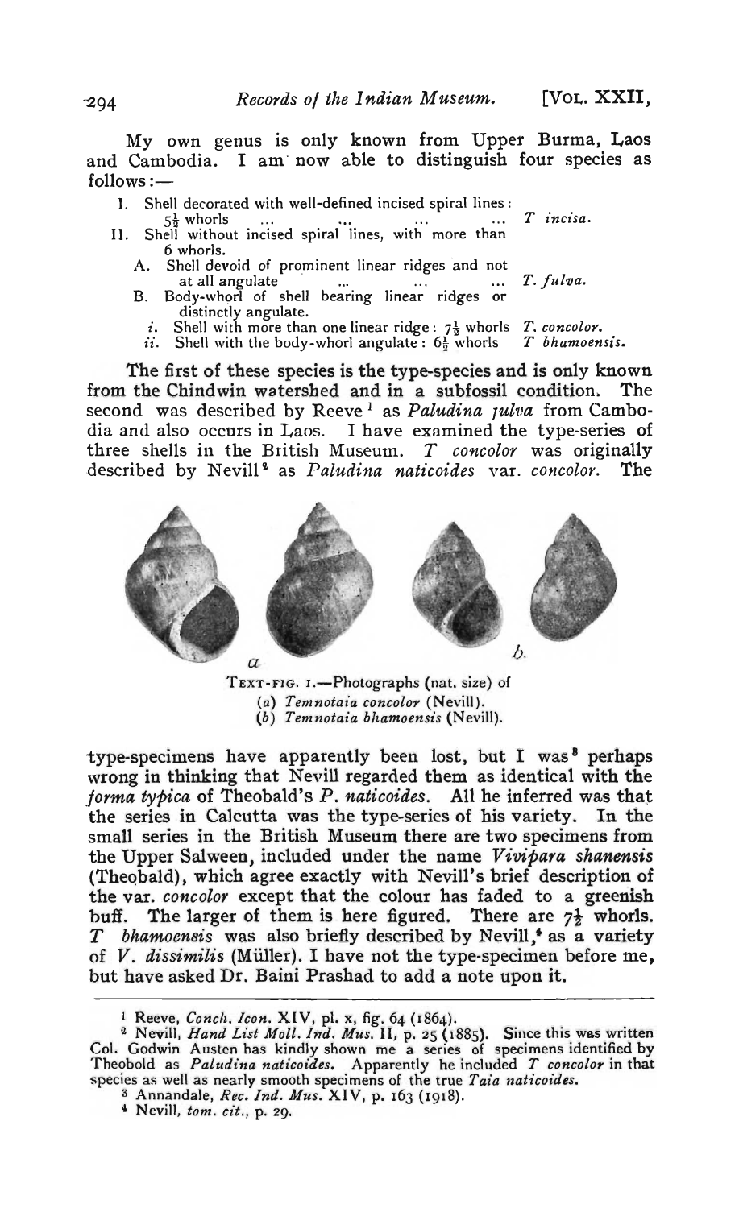My own genus is only known from Upper Burma, Laos and Cambodia. I am now able to distinguish four species as follows:—

I. Shell decorated with well-defined incised spiral lines: $5\frac{1}{2}$ whorls ... ... ... ... *T incisa.*

II. Shell without incised spiral lines, with more than 6 whorls.

- A. Shell devoid of prominent linear ridges and not at all angulate ... ... ... *T. fulva.*
- B. Body-whorl of shell bearing linear ridges or distinctly angulate.
  - *i.* Shell with more than one linear ridge: $7\frac{1}{2}$ whorls *T. concolor.*
  - *ii.* Shell with the body-whorl angulate: $6\frac{1}{2}$ whorls *T bhamoensis.*

The first of these species is the type-species and is only known from the Chindwin watershed and in a subfossil condition. The second was described by Reeve[1] as *Paludina fulva* from Cambodia and also occurs in Laos. I have examined the type-series of three shells in the British Museum. *T concolor* was originally described by Nevill[2] as *Paludina naticoides* var. *concolor*. The

TEXT-FIG. 1.—Photographs (nat. size) of
(*a*) *Temnotaia concolor* (Nevill).
(*b*) *Temnotaia bhamoensis* (Nevill).

type-specimens have apparently been lost, but I was[3] perhaps wrong in thinking that Nevill regarded them as identical with the *forma typica* of Theobald's *P. naticoides*. All he inferred was that the series in Calcutta was the type-series of his variety. In the small series in the British Museum there are two specimens from the Upper Salween, included under the name *Vivipara shanensis* (Theobald), which agree exactly with Nevill's brief description of the var. *concolor* except that the colour has faded to a greenish buff. The larger of them is here figured. There are $7\frac{1}{2}$ whorls. *T bhamoensis* was also briefly described by Nevill,[4] as a variety of *V. dissimilis* (Müller). I have not the type-specimen before me, but have asked Dr. Baini Prashad to add a note upon it.

---

[1] Reeve, *Conch. Icon.* XIV, pl. x, fig. 64 (1864).

[2] Nevill, *Hand List Moll. Ind. Mus.* II, p. 25 (1885). Since this was written Col. Godwin Austen has kindly shown me a series of specimens identified by Theobold as *Paludina naticoides*. Apparently he included *T concolor* in that species as well as nearly smooth specimens of the true *Taia naticoides*.

[3] Annandale, *Rec. Ind. Mus.* XIV, p. 163 (1918).

[4] Nevill, *tom. cit.*, p. 29.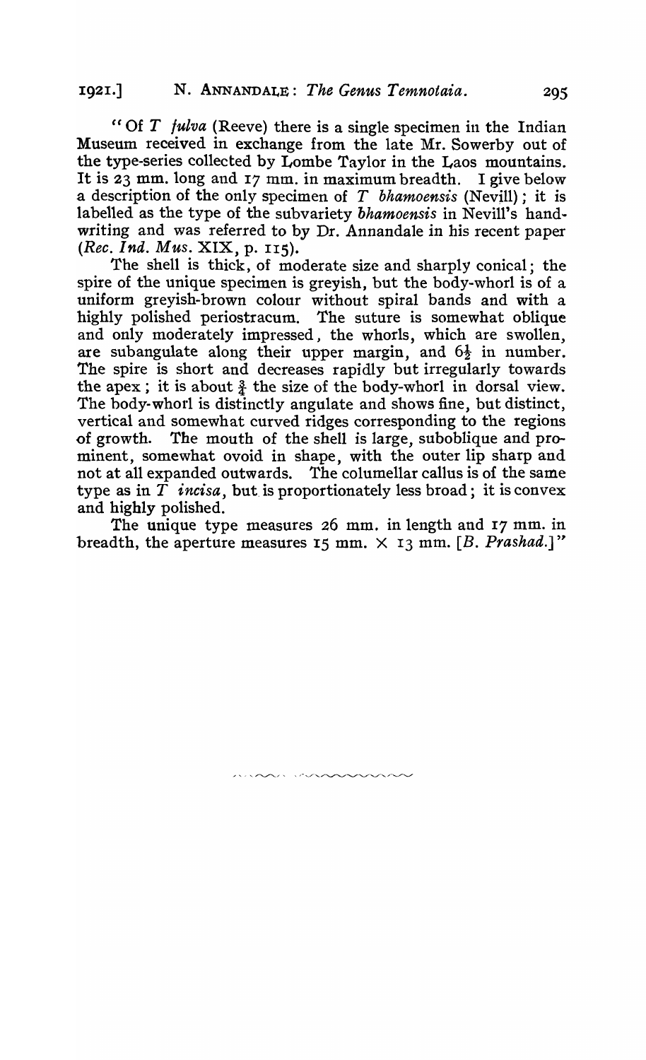"Of *T fulva* (Reeve) there is a single specimen in the Indian Museum received in exchange from the late Mr. Sowerby out of the type-series collected by Lombe Taylor in the Laos mountains. It is 23 mm. long and 17 mm. in maximum breadth. I give below a description of the only specimen of *T bhamoensis* (Nevill); it is labelled as the type of the subvariety *bhamoensis* in Nevill's handwriting and was referred to by Dr. Annandale in his recent paper (*Rec. Ind. Mus.* XIX, p. 115).

The shell is thick, of moderate size and sharply conical; the spire of the unique specimen is greyish, but the body-whorl is of a uniform greyish-brown colour without spiral bands and with a highly polished periostracum. The suture is somewhat oblique and only moderately impressed, the whorls, which are swollen, are subangulate along their upper margin, and 6½ in number. The spire is short and decreases rapidly but irregularly towards the apex; it is about ¾ the size of the body-whorl in dorsal view. The body-whorl is distinctly angulate and shows fine, but distinct, vertical and somewhat curved ridges corresponding to the regions of growth. The mouth of the shell is large, suboblique and prominent, somewhat ovoid in shape, with the outer lip sharp and not at all expanded outwards. The columellar callus is of the same type as in *T incisa*, but is proportionately less broad; it is convex and highly polished.

The unique type measures 26 mm. in length and 17 mm. in breadth, the aperture measures 15 mm. × 13 mm. [*B. Prashad.*]"